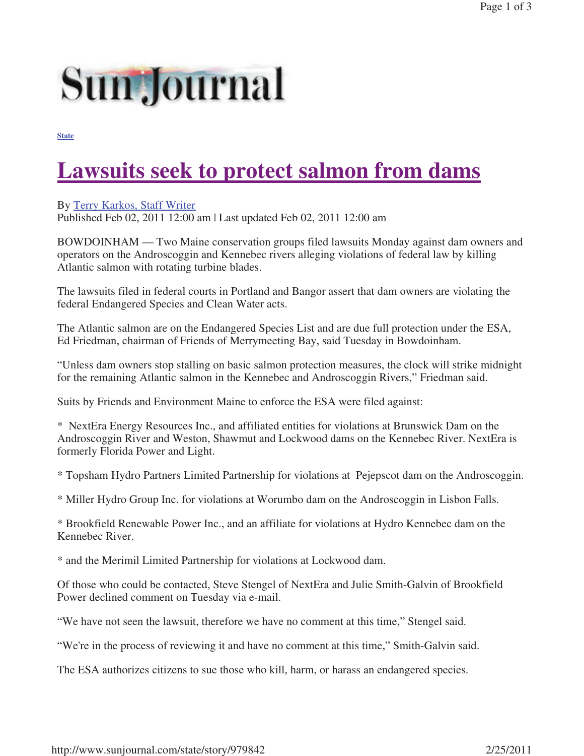Sun Journal

State

# Lawsuits seek to protect salmon from dams

By Terry Karkos, Staff Writer
Published Feb 02, 2011 12:00 am | Last updated Feb 02, 2011 12:00 am

BOWDOINHAM — Two Maine conservation groups filed lawsuits Monday against dam owners and operators on the Androscoggin and Kennebec rivers alleging violations of federal law by killing Atlantic salmon with rotating turbine blades.

The lawsuits filed in federal courts in Portland and Bangor assert that dam owners are violating the federal Endangered Species and Clean Water acts.

The Atlantic salmon are on the Endangered Species List and are due full protection under the ESA, Ed Friedman, chairman of Friends of Merrymeeting Bay, said Tuesday in Bowdoinham.

"Unless dam owners stop stalling on basic salmon protection measures, the clock will strike midnight for the remaining Atlantic salmon in the Kennebec and Androscoggin Rivers," Friedman said.

Suits by Friends and Environment Maine to enforce the ESA were filed against:

* NextEra Energy Resources Inc., and affiliated entities for violations at Brunswick Dam on the Androscoggin River and Weston, Shawmut and Lockwood dams on the Kennebec River. NextEra is formerly Florida Power and Light.

* Topsham Hydro Partners Limited Partnership for violations at Pejepscot dam on the Androscoggin.

* Miller Hydro Group Inc. for violations at Worumbo dam on the Androscoggin in Lisbon Falls.

* Brookfield Renewable Power Inc., and an affiliate for violations at Hydro Kennebec dam on the Kennebec River.

* and the Merimil Limited Partnership for violations at Lockwood dam.

Of those who could be contacted, Steve Stengel of NextEra and Julie Smith-Galvin of Brookfield Power declined comment on Tuesday via e-mail.

"We have not seen the lawsuit, therefore we have no comment at this time," Stengel said.

"We're in the process of reviewing it and have no comment at this time," Smith-Galvin said.

The ESA authorizes citizens to sue those who kill, harm, or harass an endangered species.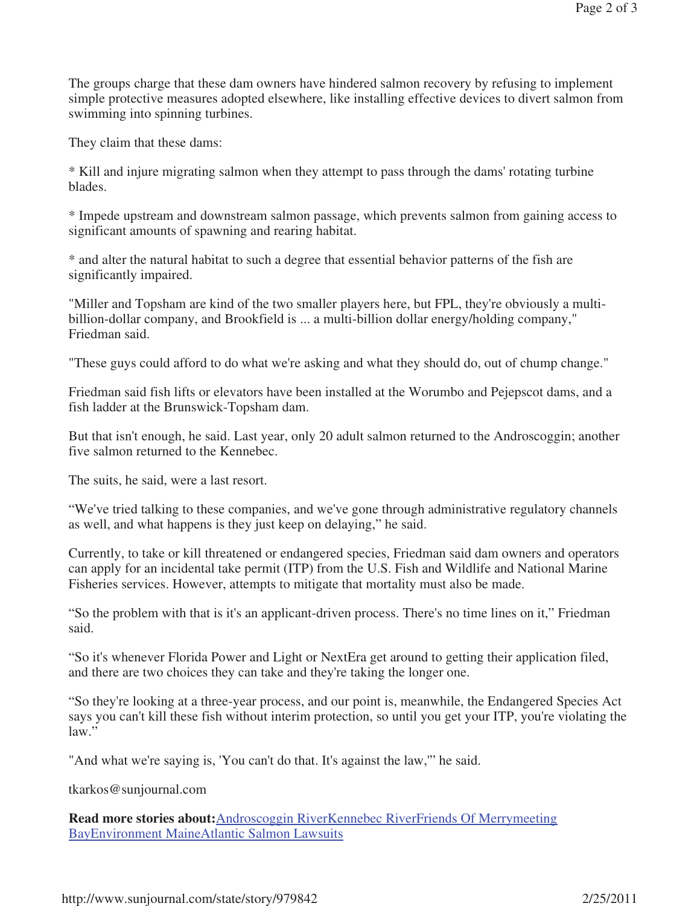The groups charge that these dam owners have hindered salmon recovery by refusing to implement simple protective measures adopted elsewhere, like installing effective devices to divert salmon from swimming into spinning turbines.

They claim that these dams:

* Kill and injure migrating salmon when they attempt to pass through the dams' rotating turbine blades.

* Impede upstream and downstream salmon passage, which prevents salmon from gaining access to significant amounts of spawning and rearing habitat.

* and alter the natural habitat to such a degree that essential behavior patterns of the fish are significantly impaired.

"Miller and Topsham are kind of the two smaller players here, but FPL, they're obviously a multi-billion-dollar company, and Brookfield is ... a multi-billion dollar energy/holding company," Friedman said.

"These guys could afford to do what we're asking and what they should do, out of chump change."

Friedman said fish lifts or elevators have been installed at the Worumbo and Pejepscot dams, and a fish ladder at the Brunswick-Topsham dam.

But that isn't enough, he said. Last year, only 20 adult salmon returned to the Androscoggin; another five salmon returned to the Kennebec.

The suits, he said, were a last resort.

“We've tried talking to these companies, and we've gone through administrative regulatory channels as well, and what happens is they just keep on delaying,” he said.

Currently, to take or kill threatened or endangered species, Friedman said dam owners and operators can apply for an incidental take permit (ITP) from the U.S. Fish and Wildlife and National Marine Fisheries services. However, attempts to mitigate that mortality must also be made.

“So the problem with that is it's an applicant-driven process. There's no time lines on it,” Friedman said.

“So it's whenever Florida Power and Light or NextEra get around to getting their application filed, and there are two choices they can take and they're taking the longer one.

“So they're looking at a three-year process, and our point is, meanwhile, the Endangered Species Act says you can't kill these fish without interim protection, so until you get your ITP, you're violating the law.”

"And what we're saying is, 'You can't do that. It's against the law,'" he said.

tkarkos@sunjournal.com

**Read more stories about:**Androscoggin RiverKennebec RiverFriends Of Merrymeeting BayEnvironment MaineAtlantic Salmon Lawsuits